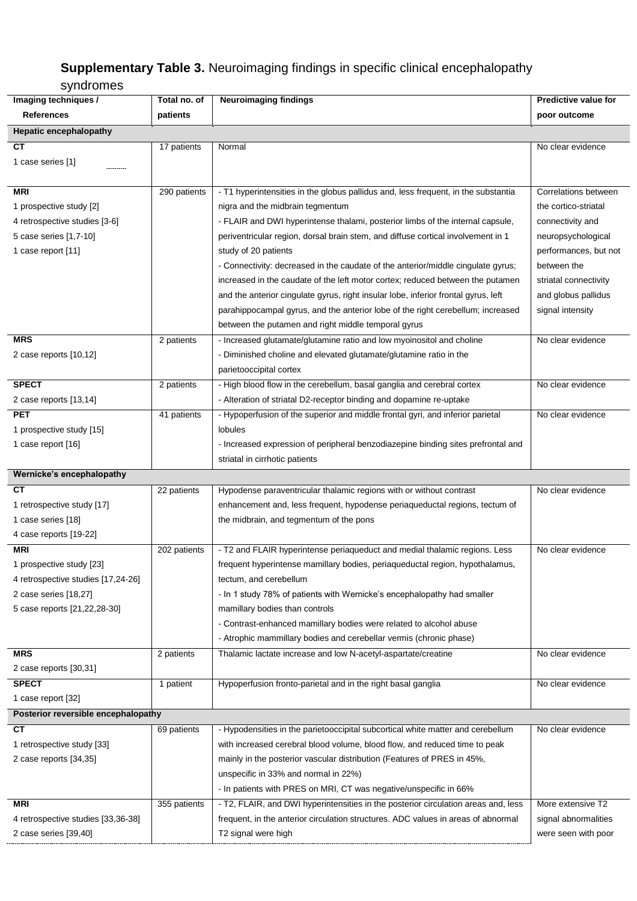**Supplementary Table 3.** Neuroimaging findings in specific clinical encephalopathy syndromes

| Imaging techniques / References | Total no. of patients | Neuroimaging findings | Predictive value for poor outcome |
|---|---|---|---|
| **Hepatic encephalopathy** | | | |
| **CT**<br>1 case series [1] | 17 patients | Normal | No clear evidence |
| **MRI**<br>1 prospective study [2]<br>4 retrospective studies [3-6]<br>5 case series [1,7-10]<br>1 case report [11] | 290 patients | - T1 hyperintensities in the globus pallidus and, less frequent, in the substantia nigra and the midbrain tegmentum<br>- FLAIR and DWI hyperintense thalami, posterior limbs of the internal capsule, periventricular region, dorsal brain stem, and diffuse cortical involvement in 1 study of 20 patients<br>- Connectivity: decreased in the caudate of the anterior/middle cingulate gyrus; increased in the caudate of the left motor cortex; reduced between the putamen and the anterior cingulate gyrus, right insular lobe, inferior frontal gyrus, left parahippocampal gyrus, and the anterior lobe of the right cerebellum; increased between the putamen and right middle temporal gyrus | Correlations between the cortico-striatal connectivity and neuropsychological performances, but not between the striatal connectivity and globus pallidus signal intensity |
| **MRS**<br>2 case reports [10,12] | 2 patients | - Increased glutamate/glutamine ratio and low myoinositol and choline<br>- Diminished choline and elevated glutamate/glutamine ratio in the parietooccipital cortex | No clear evidence |
| **SPECT**<br>2 case reports [13,14] | 2 patients | - High blood flow in the cerebellum, basal ganglia and cerebral cortex<br>- Alteration of striatal D2-receptor binding and dopamine re-uptake | No clear evidence |
| **PET**<br>1 prospective study [15]<br>1 case report [16] | 41 patients | - Hypoperfusion of the superior and middle frontal gyri, and inferior parietal lobules<br>- Increased expression of peripheral benzodiazepine binding sites prefrontal and striatal in cirrhotic patients | No clear evidence |
| **Wernicke's encephalopathy** | | | |
| **CT**<br>1 retrospective study [17]<br>1 case series [18]<br>4 case reports [19-22] | 22 patients | Hypodense paraventricular thalamic regions with or without contrast enhancement and, less frequent, hypodense periaqueductal regions, tectum of the midbrain, and tegmentum of the pons | No clear evidence |
| **MRI**<br>1 prospective study [23]<br>4 retrospective studies [17,24-26]<br>2 case series [18,27]<br>5 case reports [21,22,28-30] | 202 patients | - T2 and FLAIR hyperintense periaqueduct and medial thalamic regions. Less frequent hyperintense mamillary bodies, periaqueductal region, hypothalamus, tectum, and cerebellum<br>- In 1 study 78% of patients with Wernicke's encephalopathy had smaller mamillary bodies than controls<br>- Contrast-enhanced mamillary bodies were related to alcohol abuse<br>- Atrophic mammillary bodies and cerebellar vermis (chronic phase) | No clear evidence |
| **MRS**<br>2 case reports [30,31] | 2 patients | Thalamic lactate increase and low N-acetyl-aspartate/creatine | No clear evidence |
| **SPECT**<br>1 case report [32] | 1 patient | Hypoperfusion fronto-parietal and in the right basal ganglia | No clear evidence |
| **Posterior reversible encephalopathy** | | | |
| **CT**<br>1 retrospective study [33]<br>2 case reports [34,35] | 69 patients | - Hypodensities in the parietooccipital subcortical white matter and cerebellum with increased cerebral blood volume, blood flow, and reduced time to peak mainly in the posterior vascular distribution (Features of PRES in 45%, unspecific in 33% and normal in 22%)<br>- In patients with PRES on MRI, CT was negative/unspecific in 66% | No clear evidence |
| **MRI**<br>4 retrospective studies [33,36-38]<br>2 case series [39,40] | 355 patients | - T2, FLAIR, and DWI hyperintensities in the posterior circulation areas and, less frequent, in the anterior circulation structures. ADC values in areas of abnormal T2 signal were high | More extensive T2 signal abnormalities were seen with poor |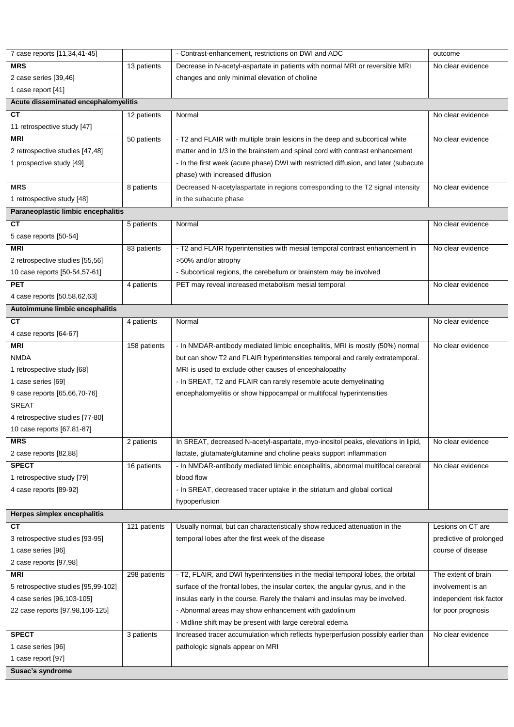| | | | |
|---|---|---|---|
| 7 case reports [11,34,41-45] | | - Contrast-enhancement, restrictions on DWI and ADC | outcome |
| **MRS**<br>2 case series [39,46]<br>1 case report [41] | 13 patients | Decrease in N-acetyl-aspartate in patients with normal MRI or reversible MRI changes and only minimal elevation of choline | No clear evidence |
| **Acute disseminated encephalomyelitis** | | | |
| **CT**<br>11 retrospective study [47] | 12 patients | Normal | No clear evidence |
| **MRI**<br>2 retrospective studies [47,48]<br>1 prospective study [49] | 50 patients | - T2 and FLAIR with multiple brain lesions in the deep and subcortical white matter and in 1/3 in the brainstem and spinal cord with contrast enhancement<br>- In the first week (acute phase) DWI with restricted diffusion, and later (subacute phase) with increased diffusion | No clear evidence |
| **MRS**<br>1 retrospective study [48] | 8 patients | Decreased N-acetylaspartate in regions corresponding to the T2 signal intensity in the subacute phase | No clear evidence |
| **Paraneoplastic limbic encephalitis** | | | |
| **CT**<br>5 case reports [50-54] | 5 patients | Normal | No clear evidence |
| **MRI**<br>2 retrospective studies [55,56]<br>10 case reports [50-54,57-61] | 83 patients | - T2 and FLAIR hyperintensities with mesial temporal contrast enhancement in >50% and/or atrophy<br>- Subcortical regions, the cerebellum or brainstem may be involved | No clear evidence |
| **PET**<br>4 case reports [50,58,62,63] | 4 patients | PET may reveal increased metabolism mesial temporal | No clear evidence |
| **Autoimmune limbic encephalitis** | | | |
| **CT**<br>4 case reports [64-67] | 4 patients | Normal | No clear evidence |
| **MRI**<br>NMDA<br>1 retrospective study [68]<br>1 case series [69]<br>9 case reports [65,66,70-76]<br>SREAT<br>4 retrospective studies [77-80]<br>10 case reports [67,81-87] | 158 patients | - In NMDAR-antibody mediated limbic encephalitis, MRI is mostly (50%) normal but can show T2 and FLAIR hyperintensities temporal and rarely extratemporal. MRI is used to exclude other causes of encephalopathy<br>- In SREAT, T2 and FLAIR can rarely resemble acute demyelinating encephalomyelitis or show hippocampal or multifocal hyperintensities | No clear evidence |
| **MRS**<br>2 case reports [82,88] | 2 patients | In SREAT, decreased N-acetyl-aspartate, myo-inositol peaks, elevations in lipid, lactate, glutamate/glutamine and choline peaks support inflammation | No clear evidence |
| **SPECT**<br>1 retrospective study [79]<br>4 case reports [89-92] | 16 patients | - In NMDAR-antibody mediated limbic encephalitis, abnormal multifocal cerebral blood flow<br>- In SREAT, decreased tracer uptake in the striatum and global cortical hypoperfusion | No clear evidence |
| **Herpes simplex encephalitis** | | | |
| **CT**<br>3 retrospective studies [93-95]<br>1 case series [96]<br>2 case reports [97,98] | 121 patients | Usually normal, but can characteristically show reduced attenuation in the temporal lobes after the first week of the disease | Lesions on CT are predictive of prolonged course of disease |
| **MRI**<br>5 retrospective studies [95,99-102]<br>4 case series [96,103-105]<br>22 case reports [97,98,106-125] | 298 patients | - T2, FLAIR, and DWI hyperintensities in the medial temporal lobes, the orbital surface of the frontal lobes, the insular cortex, the angular gyrus, and in the insulas early in the course. Rarely the thalami and insulas may be involved.<br>- Abnormal areas may show enhancement with gadolinium<br>- Midline shift may be present with large cerebral edema | The extent of brain involvement is an independent risk factor for poor prognosis |
| **SPECT**<br>1 case series [96]<br>1 case report [97] | 3 patients | Increased tracer accumulation which reflects hyperperfusion possibly earlier than pathologic signals appear on MRI | No clear evidence |
| **Susac's syndrome** | | | |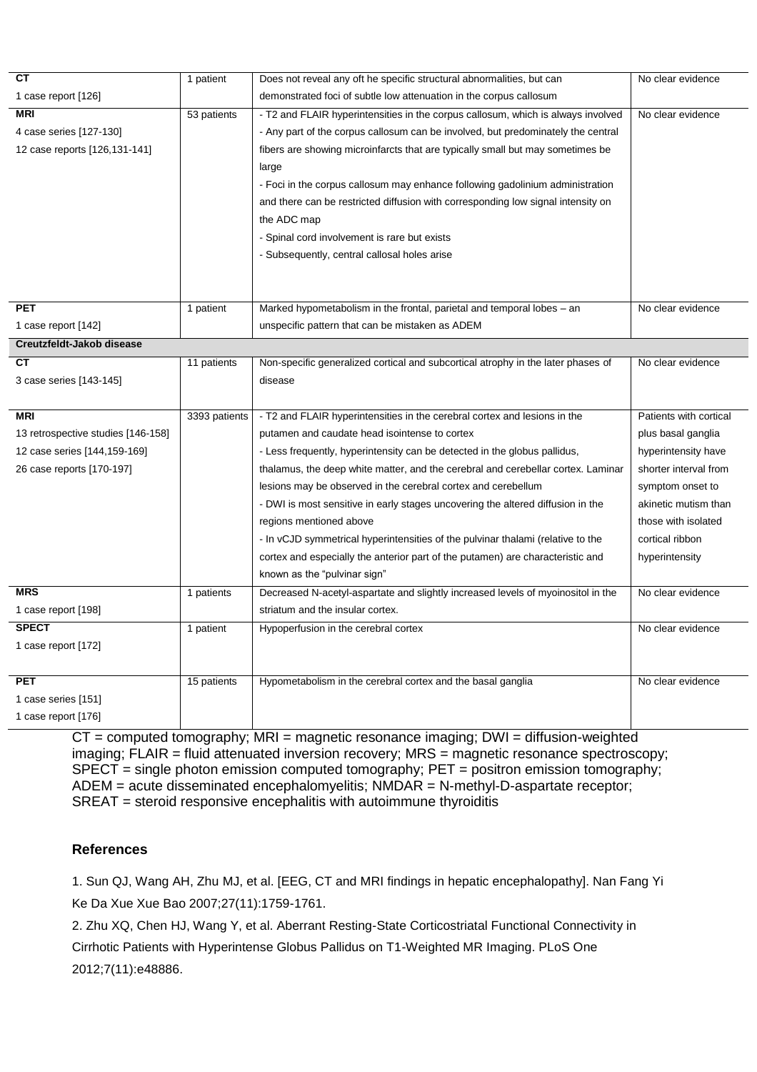| | | | |
|---|---|---|---|
| **CT**<br>1 case report [126] | 1 patient | Does not reveal any oft he specific structural abnormalities, but can demonstrated foci of subtle low attenuation in the corpus callosum | No clear evidence |
| **MRI**<br>4 case series [127-130]<br>12 case reports [126,131-141] | 53 patients | - T2 and FLAIR hyperintensities in the corpus callosum, which is always involved<br>- Any part of the corpus callosum can be involved, but predominately the central fibers are showing microinfarcts that are typically small but may sometimes be large<br>- Foci in the corpus callosum may enhance following gadolinium administration and there can be restricted diffusion with corresponding low signal intensity on the ADC map<br>- Spinal cord involvement is rare but exists<br>- Subsequently, central callosal holes arise | No clear evidence |
| **PET**<br>1 case report [142] | 1 patient | Marked hypometabolism in the frontal, parietal and temporal lobes – an unspecific pattern that can be mistaken as ADEM | No clear evidence |
| **Creutzfeldt-Jakob disease** | | | |
| **CT**<br>3 case series [143-145] | 11 patients | Non-specific generalized cortical and subcortical atrophy in the later phases of disease | No clear evidence |
| **MRI**<br>13 retrospective studies [146-158]<br>12 case series [144,159-169]<br>26 case reports [170-197] | 3393 patients | - T2 and FLAIR hyperintensities in the cerebral cortex and lesions in the putamen and caudate head isointense to cortex<br>- Less frequently, hyperintensity can be detected in the globus pallidus, thalamus, the deep white matter, and the cerebral and cerebellar cortex. Laminar lesions may be observed in the cerebral cortex and cerebellum<br>- DWI is most sensitive in early stages uncovering the altered diffusion in the regions mentioned above<br>- In vCJD symmetrical hyperintensities of the pulvinar thalami (relative to the cortex and especially the anterior part of the putamen) are characteristic and known as the "pulvinar sign" | Patients with cortical plus basal ganglia hyperintensity have shorter interval from symptom onset to akinetic mutism than those with isolated cortical ribbon hyperintensity |
| **MRS**<br>1 case report [198] | 1 patients | Decreased N-acetyl-aspartate and slightly increased levels of myoinositol in the striatum and the insular cortex. | No clear evidence |
| **SPECT**<br>1 case report [172] | 1 patient | Hypoperfusion in the cerebral cortex | No clear evidence |
| **PET**<br>1 case series [151]<br>1 case report [176] | 15 patients | Hypometabolism in the cerebral cortex and the basal ganglia | No clear evidence |

CT = computed tomography; MRI = magnetic resonance imaging; DWI = diffusion-weighted imaging; FLAIR = fluid attenuated inversion recovery; MRS = magnetic resonance spectroscopy; SPECT = single photon emission computed tomography; PET = positron emission tomography; ADEM = acute disseminated encephalomyelitis; NMDAR = N-methyl-D-aspartate receptor; SREAT = steroid responsive encephalitis with autoimmune thyroiditis

## References

1. Sun QJ, Wang AH, Zhu MJ, et al. [EEG, CT and MRI findings in hepatic encephalopathy]. Nan Fang Yi Ke Da Xue Xue Bao 2007;27(11):1759-1761.

2. Zhu XQ, Chen HJ, Wang Y, et al. Aberrant Resting-State Corticostriatal Functional Connectivity in Cirrhotic Patients with Hyperintense Globus Pallidus on T1-Weighted MR Imaging. PLoS One 2012;7(11):e48886.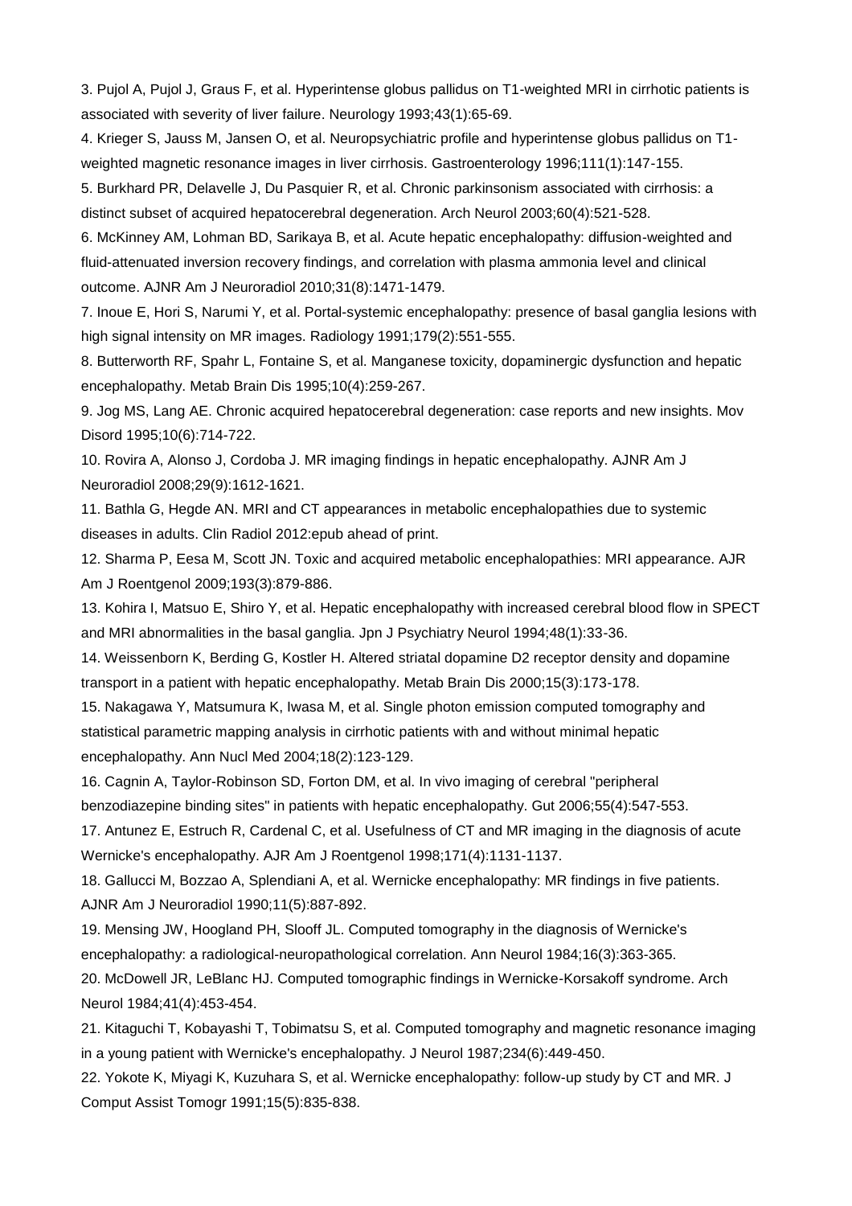3. Pujol A, Pujol J, Graus F, et al. Hyperintense globus pallidus on T1-weighted MRI in cirrhotic patients is associated with severity of liver failure. Neurology 1993;43(1):65-69.

4. Krieger S, Jauss M, Jansen O, et al. Neuropsychiatric profile and hyperintense globus pallidus on T1-weighted magnetic resonance images in liver cirrhosis. Gastroenterology 1996;111(1):147-155.

5. Burkhard PR, Delavelle J, Du Pasquier R, et al. Chronic parkinsonism associated with cirrhosis: a distinct subset of acquired hepatocerebral degeneration. Arch Neurol 2003;60(4):521-528.

6. McKinney AM, Lohman BD, Sarikaya B, et al. Acute hepatic encephalopathy: diffusion-weighted and fluid-attenuated inversion recovery findings, and correlation with plasma ammonia level and clinical outcome. AJNR Am J Neuroradiol 2010;31(8):1471-1479.

7. Inoue E, Hori S, Narumi Y, et al. Portal-systemic encephalopathy: presence of basal ganglia lesions with high signal intensity on MR images. Radiology 1991;179(2):551-555.

8. Butterworth RF, Spahr L, Fontaine S, et al. Manganese toxicity, dopaminergic dysfunction and hepatic encephalopathy. Metab Brain Dis 1995;10(4):259-267.

9. Jog MS, Lang AE. Chronic acquired hepatocerebral degeneration: case reports and new insights. Mov Disord 1995;10(6):714-722.

10. Rovira A, Alonso J, Cordoba J. MR imaging findings in hepatic encephalopathy. AJNR Am J Neuroradiol 2008;29(9):1612-1621.

11. Bathla G, Hegde AN. MRI and CT appearances in metabolic encephalopathies due to systemic diseases in adults. Clin Radiol 2012:epub ahead of print.

12. Sharma P, Eesa M, Scott JN. Toxic and acquired metabolic encephalopathies: MRI appearance. AJR Am J Roentgenol 2009;193(3):879-886.

13. Kohira I, Matsuo E, Shiro Y, et al. Hepatic encephalopathy with increased cerebral blood flow in SPECT and MRI abnormalities in the basal ganglia. Jpn J Psychiatry Neurol 1994;48(1):33-36.

14. Weissenborn K, Berding G, Kostler H. Altered striatal dopamine D2 receptor density and dopamine transport in a patient with hepatic encephalopathy. Metab Brain Dis 2000;15(3):173-178.

15. Nakagawa Y, Matsumura K, Iwasa M, et al. Single photon emission computed tomography and statistical parametric mapping analysis in cirrhotic patients with and without minimal hepatic encephalopathy. Ann Nucl Med 2004;18(2):123-129.

16. Cagnin A, Taylor-Robinson SD, Forton DM, et al. In vivo imaging of cerebral "peripheral benzodiazepine binding sites" in patients with hepatic encephalopathy. Gut 2006;55(4):547-553.

17. Antunez E, Estruch R, Cardenal C, et al. Usefulness of CT and MR imaging in the diagnosis of acute Wernicke's encephalopathy. AJR Am J Roentgenol 1998;171(4):1131-1137.

18. Gallucci M, Bozzao A, Splendiani A, et al. Wernicke encephalopathy: MR findings in five patients. AJNR Am J Neuroradiol 1990;11(5):887-892.

19. Mensing JW, Hoogland PH, Slooff JL. Computed tomography in the diagnosis of Wernicke's encephalopathy: a radiological-neuropathological correlation. Ann Neurol 1984;16(3):363-365.

20. McDowell JR, LeBlanc HJ. Computed tomographic findings in Wernicke-Korsakoff syndrome. Arch Neurol 1984;41(4):453-454.

21. Kitaguchi T, Kobayashi T, Tobimatsu S, et al. Computed tomography and magnetic resonance imaging in a young patient with Wernicke's encephalopathy. J Neurol 1987;234(6):449-450.

22. Yokote K, Miyagi K, Kuzuhara S, et al. Wernicke encephalopathy: follow-up study by CT and MR. J Comput Assist Tomogr 1991;15(5):835-838.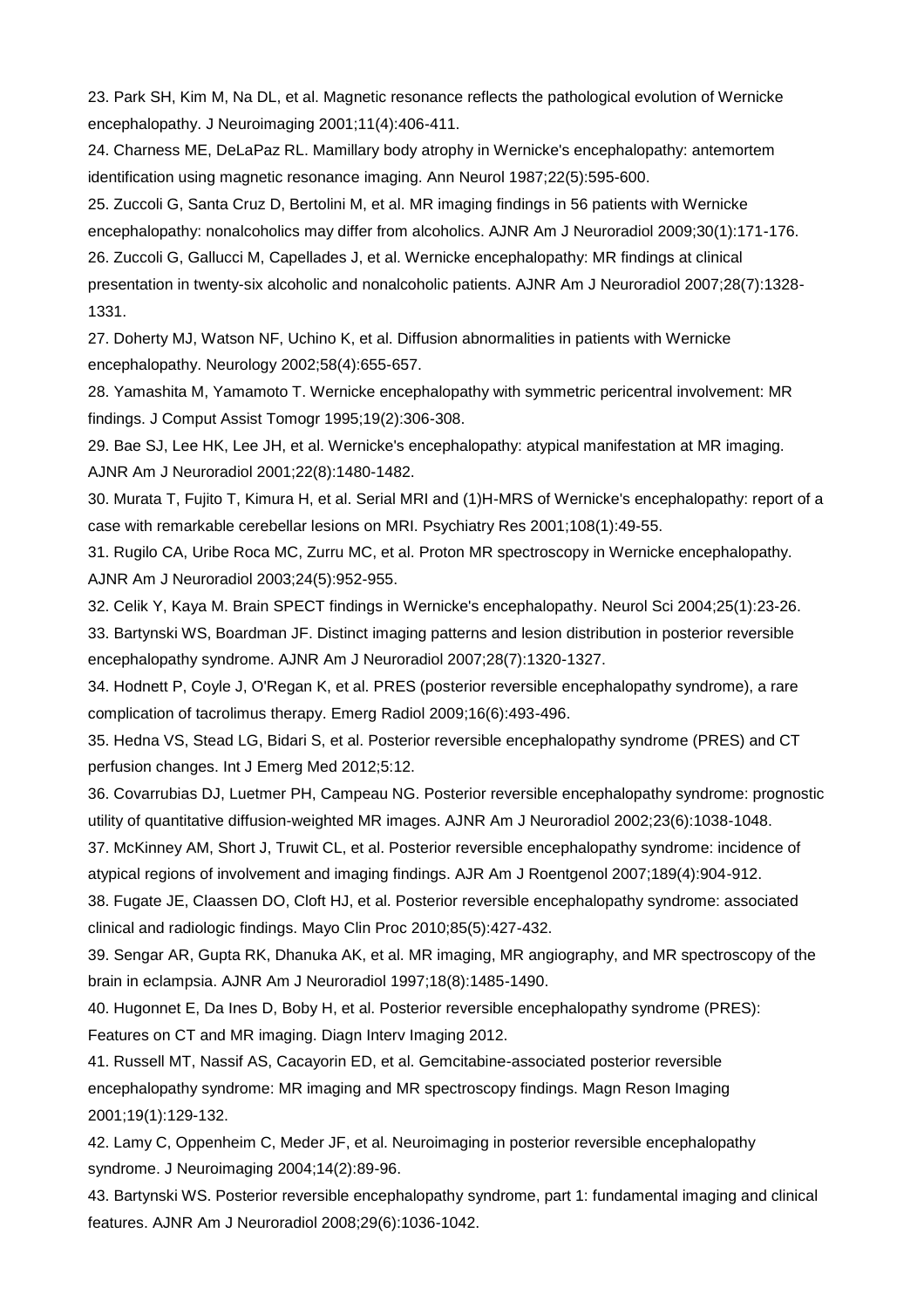23. Park SH, Kim M, Na DL, et al. Magnetic resonance reflects the pathological evolution of Wernicke encephalopathy. J Neuroimaging 2001;11(4):406-411.

24. Charness ME, DeLaPaz RL. Mamillary body atrophy in Wernicke's encephalopathy: antemortem identification using magnetic resonance imaging. Ann Neurol 1987;22(5):595-600.

25. Zuccoli G, Santa Cruz D, Bertolini M, et al. MR imaging findings in 56 patients with Wernicke encephalopathy: nonalcoholics may differ from alcoholics. AJNR Am J Neuroradiol 2009;30(1):171-176.

26. Zuccoli G, Gallucci M, Capellades J, et al. Wernicke encephalopathy: MR findings at clinical presentation in twenty-six alcoholic and nonalcoholic patients. AJNR Am J Neuroradiol 2007;28(7):1328-1331.

27. Doherty MJ, Watson NF, Uchino K, et al. Diffusion abnormalities in patients with Wernicke encephalopathy. Neurology 2002;58(4):655-657.

28. Yamashita M, Yamamoto T. Wernicke encephalopathy with symmetric pericentral involvement: MR findings. J Comput Assist Tomogr 1995;19(2):306-308.

29. Bae SJ, Lee HK, Lee JH, et al. Wernicke's encephalopathy: atypical manifestation at MR imaging. AJNR Am J Neuroradiol 2001;22(8):1480-1482.

30. Murata T, Fujito T, Kimura H, et al. Serial MRI and (1)H-MRS of Wernicke's encephalopathy: report of a case with remarkable cerebellar lesions on MRI. Psychiatry Res 2001;108(1):49-55.

31. Rugilo CA, Uribe Roca MC, Zurru MC, et al. Proton MR spectroscopy in Wernicke encephalopathy. AJNR Am J Neuroradiol 2003;24(5):952-955.

32. Celik Y, Kaya M. Brain SPECT findings in Wernicke's encephalopathy. Neurol Sci 2004;25(1):23-26.

33. Bartynski WS, Boardman JF. Distinct imaging patterns and lesion distribution in posterior reversible encephalopathy syndrome. AJNR Am J Neuroradiol 2007;28(7):1320-1327.

34. Hodnett P, Coyle J, O'Regan K, et al. PRES (posterior reversible encephalopathy syndrome), a rare complication of tacrolimus therapy. Emerg Radiol 2009;16(6):493-496.

35. Hedna VS, Stead LG, Bidari S, et al. Posterior reversible encephalopathy syndrome (PRES) and CT perfusion changes. Int J Emerg Med 2012;5:12.

36. Covarrubias DJ, Luetmer PH, Campeau NG. Posterior reversible encephalopathy syndrome: prognostic utility of quantitative diffusion-weighted MR images. AJNR Am J Neuroradiol 2002;23(6):1038-1048.

37. McKinney AM, Short J, Truwit CL, et al. Posterior reversible encephalopathy syndrome: incidence of atypical regions of involvement and imaging findings. AJR Am J Roentgenol 2007;189(4):904-912.

38. Fugate JE, Claassen DO, Cloft HJ, et al. Posterior reversible encephalopathy syndrome: associated clinical and radiologic findings. Mayo Clin Proc 2010;85(5):427-432.

39. Sengar AR, Gupta RK, Dhanuka AK, et al. MR imaging, MR angiography, and MR spectroscopy of the brain in eclampsia. AJNR Am J Neuroradiol 1997;18(8):1485-1490.

40. Hugonnet E, Da Ines D, Boby H, et al. Posterior reversible encephalopathy syndrome (PRES): Features on CT and MR imaging. Diagn Interv Imaging 2012.

41. Russell MT, Nassif AS, Cacayorin ED, et al. Gemcitabine-associated posterior reversible encephalopathy syndrome: MR imaging and MR spectroscopy findings. Magn Reson Imaging 2001;19(1):129-132.

42. Lamy C, Oppenheim C, Meder JF, et al. Neuroimaging in posterior reversible encephalopathy syndrome. J Neuroimaging 2004;14(2):89-96.

43. Bartynski WS. Posterior reversible encephalopathy syndrome, part 1: fundamental imaging and clinical features. AJNR Am J Neuroradiol 2008;29(6):1036-1042.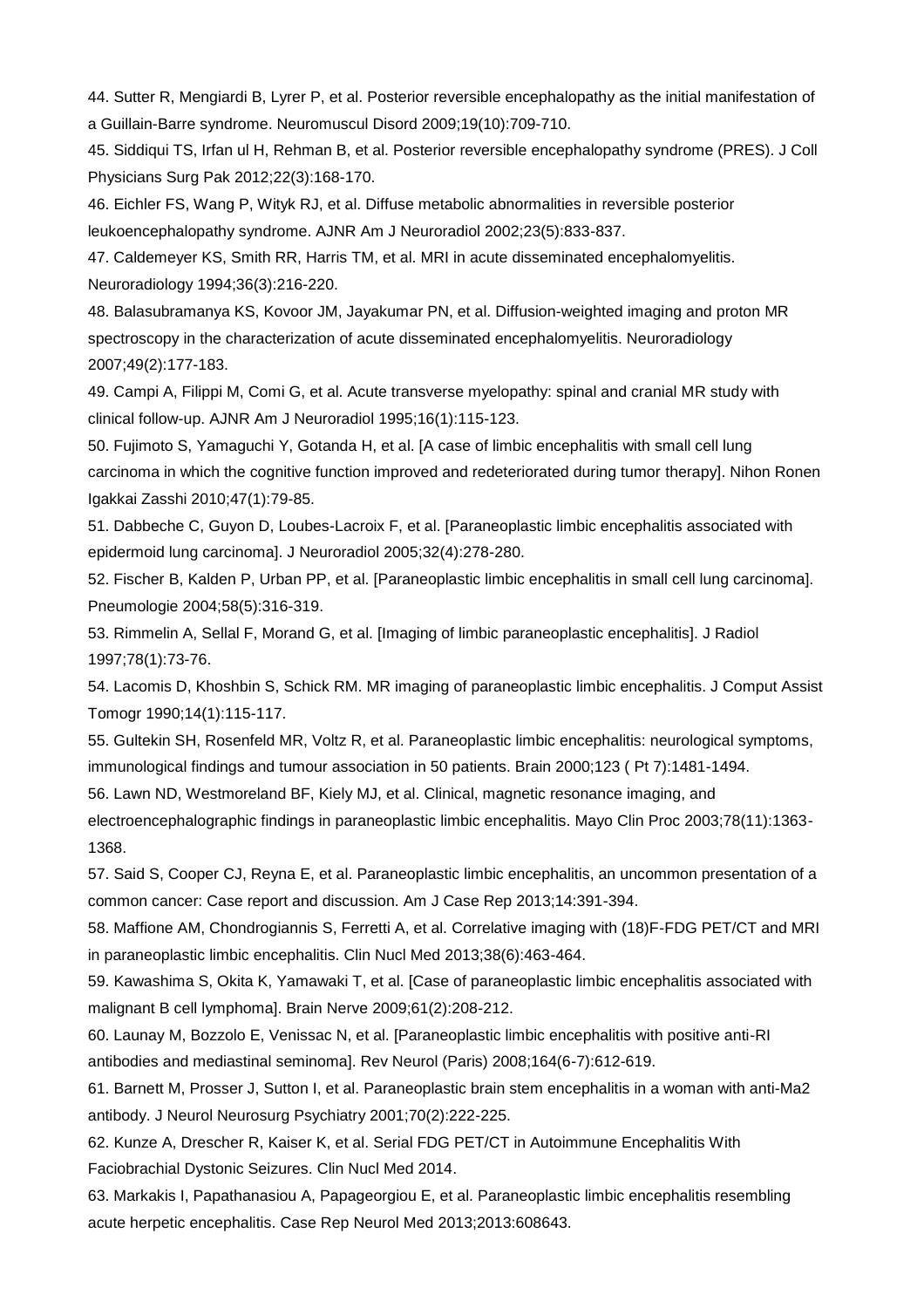44. Sutter R, Mengiardi B, Lyrer P, et al. Posterior reversible encephalopathy as the initial manifestation of a Guillain-Barre syndrome. Neuromuscul Disord 2009;19(10):709-710.

45. Siddiqui TS, Irfan ul H, Rehman B, et al. Posterior reversible encephalopathy syndrome (PRES). J Coll Physicians Surg Pak 2012;22(3):168-170.

46. Eichler FS, Wang P, Wityk RJ, et al. Diffuse metabolic abnormalities in reversible posterior leukoencephalopathy syndrome. AJNR Am J Neuroradiol 2002;23(5):833-837.

47. Caldemeyer KS, Smith RR, Harris TM, et al. MRI in acute disseminated encephalomyelitis. Neuroradiology 1994;36(3):216-220.

48. Balasubramanya KS, Kovoor JM, Jayakumar PN, et al. Diffusion-weighted imaging and proton MR spectroscopy in the characterization of acute disseminated encephalomyelitis. Neuroradiology 2007;49(2):177-183.

49. Campi A, Filippi M, Comi G, et al. Acute transverse myelopathy: spinal and cranial MR study with clinical follow-up. AJNR Am J Neuroradiol 1995;16(1):115-123.

50. Fujimoto S, Yamaguchi Y, Gotanda H, et al. [A case of limbic encephalitis with small cell lung carcinoma in which the cognitive function improved and redeteriorated during tumor therapy]. Nihon Ronen Igakkai Zasshi 2010;47(1):79-85.

51. Dabbeche C, Guyon D, Loubes-Lacroix F, et al. [Paraneoplastic limbic encephalitis associated with epidermoid lung carcinoma]. J Neuroradiol 2005;32(4):278-280.

52. Fischer B, Kalden P, Urban PP, et al. [Paraneoplastic limbic encephalitis in small cell lung carcinoma]. Pneumologie 2004;58(5):316-319.

53. Rimmelin A, Sellal F, Morand G, et al. [Imaging of limbic paraneoplastic encephalitis]. J Radiol 1997;78(1):73-76.

54. Lacomis D, Khoshbin S, Schick RM. MR imaging of paraneoplastic limbic encephalitis. J Comput Assist Tomogr 1990;14(1):115-117.

55. Gultekin SH, Rosenfeld MR, Voltz R, et al. Paraneoplastic limbic encephalitis: neurological symptoms, immunological findings and tumour association in 50 patients. Brain 2000;123 ( Pt 7):1481-1494.

56. Lawn ND, Westmoreland BF, Kiely MJ, et al. Clinical, magnetic resonance imaging, and electroencephalographic findings in paraneoplastic limbic encephalitis. Mayo Clin Proc 2003;78(11):1363-1368.

57. Said S, Cooper CJ, Reyna E, et al. Paraneoplastic limbic encephalitis, an uncommon presentation of a common cancer: Case report and discussion. Am J Case Rep 2013;14:391-394.

58. Maffione AM, Chondrogiannis S, Ferretti A, et al. Correlative imaging with (18)F-FDG PET/CT and MRI in paraneoplastic limbic encephalitis. Clin Nucl Med 2013;38(6):463-464.

59. Kawashima S, Okita K, Yamawaki T, et al. [Case of paraneoplastic limbic encephalitis associated with malignant B cell lymphoma]. Brain Nerve 2009;61(2):208-212.

60. Launay M, Bozzolo E, Venissac N, et al. [Paraneoplastic limbic encephalitis with positive anti-RI antibodies and mediastinal seminoma]. Rev Neurol (Paris) 2008;164(6-7):612-619.

61. Barnett M, Prosser J, Sutton I, et al. Paraneoplastic brain stem encephalitis in a woman with anti-Ma2 antibody. J Neurol Neurosurg Psychiatry 2001;70(2):222-225.

62. Kunze A, Drescher R, Kaiser K, et al. Serial FDG PET/CT in Autoimmune Encephalitis With Faciobrachial Dystonic Seizures. Clin Nucl Med 2014.

63. Markakis I, Papathanasiou A, Papageorgiou E, et al. Paraneoplastic limbic encephalitis resembling acute herpetic encephalitis. Case Rep Neurol Med 2013;2013:608643.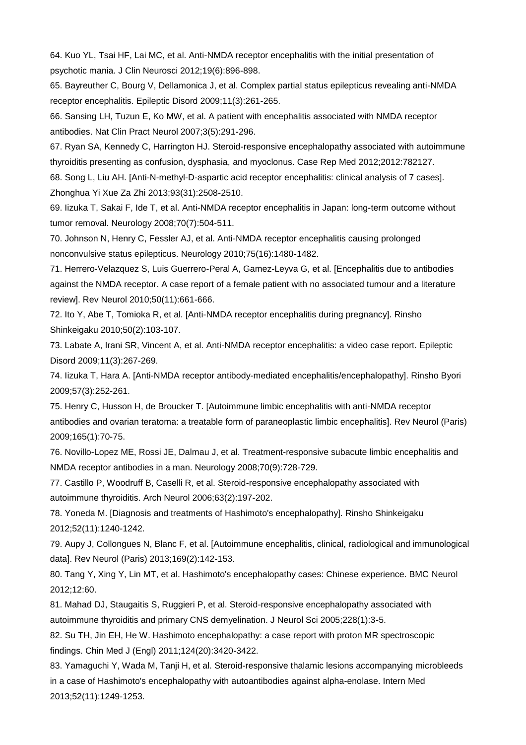64. Kuo YL, Tsai HF, Lai MC, et al. Anti-NMDA receptor encephalitis with the initial presentation of psychotic mania. J Clin Neurosci 2012;19(6):896-898.

65. Bayreuther C, Bourg V, Dellamonica J, et al. Complex partial status epilepticus revealing anti-NMDA receptor encephalitis. Epileptic Disord 2009;11(3):261-265.

66. Sansing LH, Tuzun E, Ko MW, et al. A patient with encephalitis associated with NMDA receptor antibodies. Nat Clin Pract Neurol 2007;3(5):291-296.

67. Ryan SA, Kennedy C, Harrington HJ. Steroid-responsive encephalopathy associated with autoimmune thyroiditis presenting as confusion, dysphasia, and myoclonus. Case Rep Med 2012;2012:782127.

68. Song L, Liu AH. [Anti-N-methyl-D-aspartic acid receptor encephalitis: clinical analysis of 7 cases]. Zhonghua Yi Xue Za Zhi 2013;93(31):2508-2510.

69. Iizuka T, Sakai F, Ide T, et al. Anti-NMDA receptor encephalitis in Japan: long-term outcome without tumor removal. Neurology 2008;70(7):504-511.

70. Johnson N, Henry C, Fessler AJ, et al. Anti-NMDA receptor encephalitis causing prolonged nonconvulsive status epilepticus. Neurology 2010;75(16):1480-1482.

71. Herrero-Velazquez S, Luis Guerrero-Peral A, Gamez-Leyva G, et al. [Encephalitis due to antibodies against the NMDA receptor. A case report of a female patient with no associated tumour and a literature review]. Rev Neurol 2010;50(11):661-666.

72. Ito Y, Abe T, Tomioka R, et al. [Anti-NMDA receptor encephalitis during pregnancy]. Rinsho Shinkeigaku 2010;50(2):103-107.

73. Labate A, Irani SR, Vincent A, et al. Anti-NMDA receptor encephalitis: a video case report. Epileptic Disord 2009;11(3):267-269.

74. Iizuka T, Hara A. [Anti-NMDA receptor antibody-mediated encephalitis/encephalopathy]. Rinsho Byori 2009;57(3):252-261.

75. Henry C, Husson H, de Broucker T. [Autoimmune limbic encephalitis with anti-NMDA receptor antibodies and ovarian teratoma: a treatable form of paraneoplastic limbic encephalitis]. Rev Neurol (Paris) 2009;165(1):70-75.

76. Novillo-Lopez ME, Rossi JE, Dalmau J, et al. Treatment-responsive subacute limbic encephalitis and NMDA receptor antibodies in a man. Neurology 2008;70(9):728-729.

77. Castillo P, Woodruff B, Caselli R, et al. Steroid-responsive encephalopathy associated with autoimmune thyroiditis. Arch Neurol 2006;63(2):197-202.

78. Yoneda M. [Diagnosis and treatments of Hashimoto's encephalopathy]. Rinsho Shinkeigaku 2012;52(11):1240-1242.

79. Aupy J, Collongues N, Blanc F, et al. [Autoimmune encephalitis, clinical, radiological and immunological data]. Rev Neurol (Paris) 2013;169(2):142-153.

80. Tang Y, Xing Y, Lin MT, et al. Hashimoto's encephalopathy cases: Chinese experience. BMC Neurol 2012;12:60.

81. Mahad DJ, Staugaitis S, Ruggieri P, et al. Steroid-responsive encephalopathy associated with autoimmune thyroiditis and primary CNS demyelination. J Neurol Sci 2005;228(1):3-5.

82. Su TH, Jin EH, He W. Hashimoto encephalopathy: a case report with proton MR spectroscopic findings. Chin Med J (Engl) 2011;124(20):3420-3422.

83. Yamaguchi Y, Wada M, Tanji H, et al. Steroid-responsive thalamic lesions accompanying microbleeds in a case of Hashimoto's encephalopathy with autoantibodies against alpha-enolase. Intern Med 2013;52(11):1249-1253.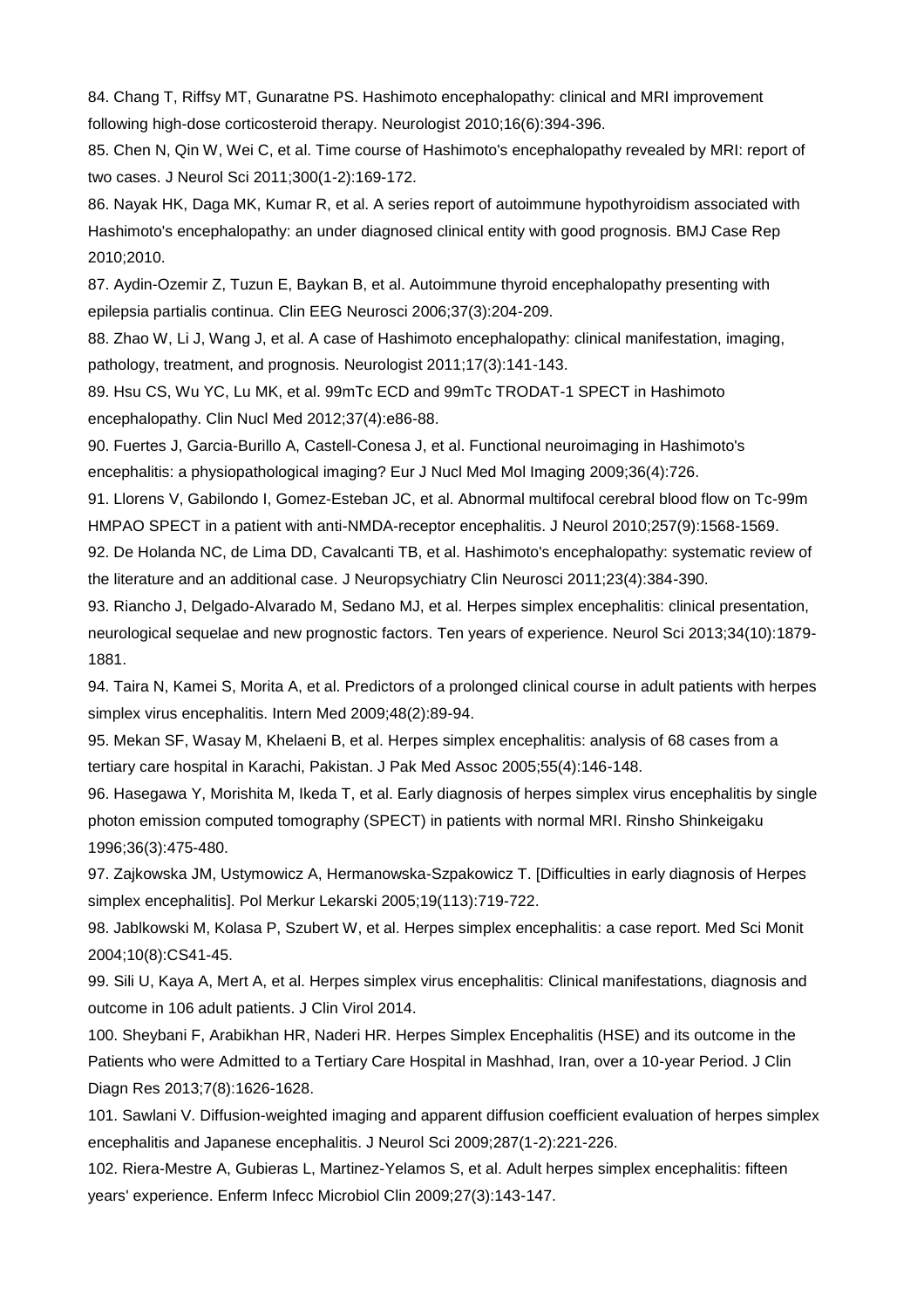84. Chang T, Riffsy MT, Gunaratne PS. Hashimoto encephalopathy: clinical and MRI improvement following high-dose corticosteroid therapy. Neurologist 2010;16(6):394-396.

85. Chen N, Qin W, Wei C, et al. Time course of Hashimoto's encephalopathy revealed by MRI: report of two cases. J Neurol Sci 2011;300(1-2):169-172.

86. Nayak HK, Daga MK, Kumar R, et al. A series report of autoimmune hypothyroidism associated with Hashimoto's encephalopathy: an under diagnosed clinical entity with good prognosis. BMJ Case Rep 2010;2010.

87. Aydin-Ozemir Z, Tuzun E, Baykan B, et al. Autoimmune thyroid encephalopathy presenting with epilepsia partialis continua. Clin EEG Neurosci 2006;37(3):204-209.

88. Zhao W, Li J, Wang J, et al. A case of Hashimoto encephalopathy: clinical manifestation, imaging, pathology, treatment, and prognosis. Neurologist 2011;17(3):141-143.

89. Hsu CS, Wu YC, Lu MK, et al. 99mTc ECD and 99mTc TRODAT-1 SPECT in Hashimoto encephalopathy. Clin Nucl Med 2012;37(4):e86-88.

90. Fuertes J, Garcia-Burillo A, Castell-Conesa J, et al. Functional neuroimaging in Hashimoto's encephalitis: a physiopathological imaging? Eur J Nucl Med Mol Imaging 2009;36(4):726.

91. Llorens V, Gabilondo I, Gomez-Esteban JC, et al. Abnormal multifocal cerebral blood flow on Tc-99m HMPAO SPECT in a patient with anti-NMDA-receptor encephalitis. J Neurol 2010;257(9):1568-1569.

92. De Holanda NC, de Lima DD, Cavalcanti TB, et al. Hashimoto's encephalopathy: systematic review of the literature and an additional case. J Neuropsychiatry Clin Neurosci 2011;23(4):384-390.

93. Riancho J, Delgado-Alvarado M, Sedano MJ, et al. Herpes simplex encephalitis: clinical presentation, neurological sequelae and new prognostic factors. Ten years of experience. Neurol Sci 2013;34(10):1879-1881.

94. Taira N, Kamei S, Morita A, et al. Predictors of a prolonged clinical course in adult patients with herpes simplex virus encephalitis. Intern Med 2009;48(2):89-94.

95. Mekan SF, Wasay M, Khelaeni B, et al. Herpes simplex encephalitis: analysis of 68 cases from a tertiary care hospital in Karachi, Pakistan. J Pak Med Assoc 2005;55(4):146-148.

96. Hasegawa Y, Morishita M, Ikeda T, et al. Early diagnosis of herpes simplex virus encephalitis by single photon emission computed tomography (SPECT) in patients with normal MRI. Rinsho Shinkeigaku 1996;36(3):475-480.

97. Zajkowska JM, Ustymowicz A, Hermanowska-Szpakowicz T. [Difficulties in early diagnosis of Herpes simplex encephalitis]. Pol Merkur Lekarski 2005;19(113):719-722.

98. Jablkowski M, Kolasa P, Szubert W, et al. Herpes simplex encephalitis: a case report. Med Sci Monit 2004;10(8):CS41-45.

99. Sili U, Kaya A, Mert A, et al. Herpes simplex virus encephalitis: Clinical manifestations, diagnosis and outcome in 106 adult patients. J Clin Virol 2014.

100. Sheybani F, Arabikhan HR, Naderi HR. Herpes Simplex Encephalitis (HSE) and its outcome in the Patients who were Admitted to a Tertiary Care Hospital in Mashhad, Iran, over a 10-year Period. J Clin Diagn Res 2013;7(8):1626-1628.

101. Sawlani V. Diffusion-weighted imaging and apparent diffusion coefficient evaluation of herpes simplex encephalitis and Japanese encephalitis. J Neurol Sci 2009;287(1-2):221-226.

102. Riera-Mestre A, Gubieras L, Martinez-Yelamos S, et al. Adult herpes simplex encephalitis: fifteen years' experience. Enferm Infecc Microbiol Clin 2009;27(3):143-147.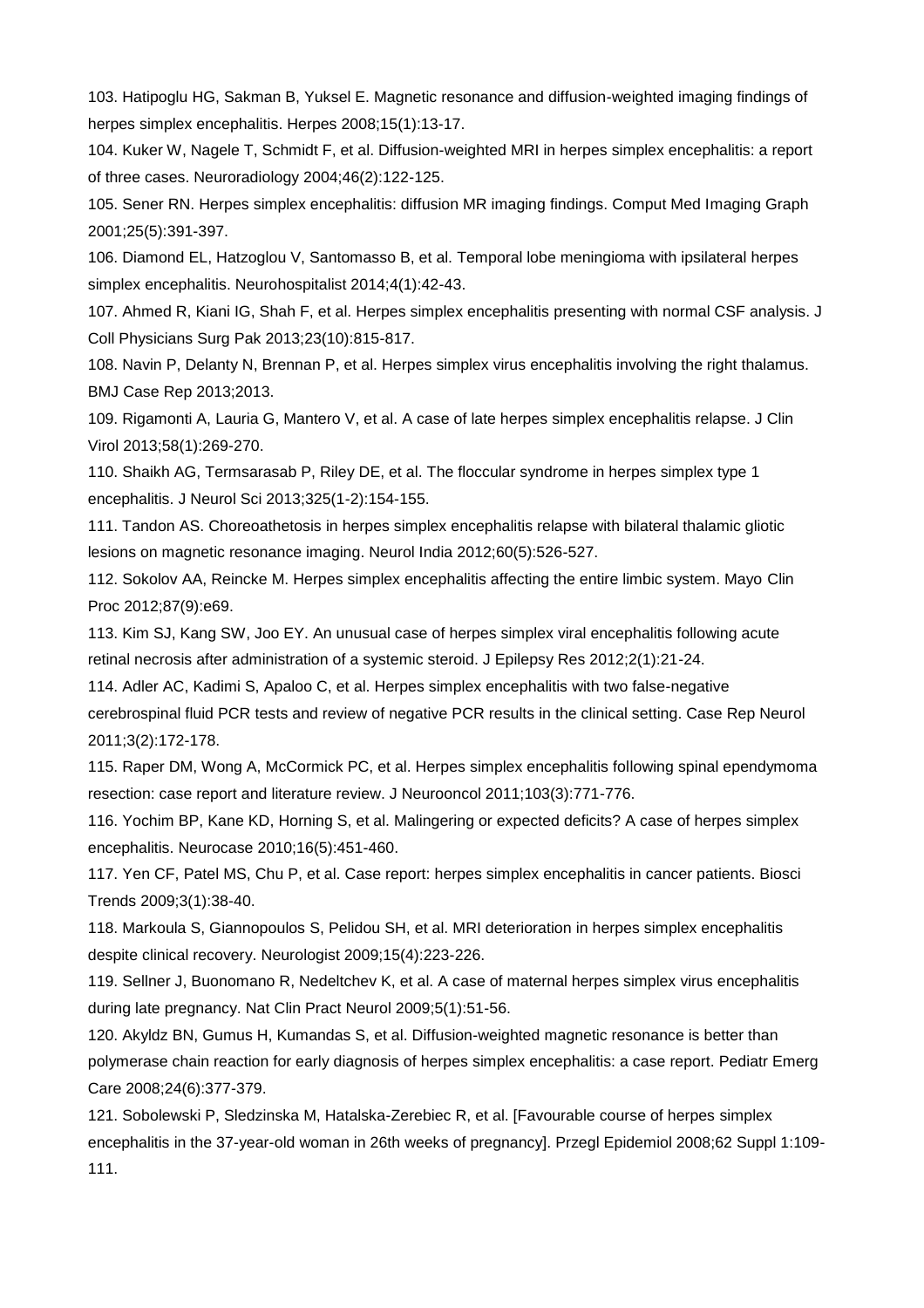103. Hatipoglu HG, Sakman B, Yuksel E. Magnetic resonance and diffusion-weighted imaging findings of herpes simplex encephalitis. Herpes 2008;15(1):13-17.

104. Kuker W, Nagele T, Schmidt F, et al. Diffusion-weighted MRI in herpes simplex encephalitis: a report of three cases. Neuroradiology 2004;46(2):122-125.

105. Sener RN. Herpes simplex encephalitis: diffusion MR imaging findings. Comput Med Imaging Graph 2001;25(5):391-397.

106. Diamond EL, Hatzoglou V, Santomasso B, et al. Temporal lobe meningioma with ipsilateral herpes simplex encephalitis. Neurohospitalist 2014;4(1):42-43.

107. Ahmed R, Kiani IG, Shah F, et al. Herpes simplex encephalitis presenting with normal CSF analysis. J Coll Physicians Surg Pak 2013;23(10):815-817.

108. Navin P, Delanty N, Brennan P, et al. Herpes simplex virus encephalitis involving the right thalamus. BMJ Case Rep 2013;2013.

109. Rigamonti A, Lauria G, Mantero V, et al. A case of late herpes simplex encephalitis relapse. J Clin Virol 2013;58(1):269-270.

110. Shaikh AG, Termsarasab P, Riley DE, et al. The floccular syndrome in herpes simplex type 1 encephalitis. J Neurol Sci 2013;325(1-2):154-155.

111. Tandon AS. Choreoathetosis in herpes simplex encephalitis relapse with bilateral thalamic gliotic lesions on magnetic resonance imaging. Neurol India 2012;60(5):526-527.

112. Sokolov AA, Reincke M. Herpes simplex encephalitis affecting the entire limbic system. Mayo Clin Proc 2012;87(9):e69.

113. Kim SJ, Kang SW, Joo EY. An unusual case of herpes simplex viral encephalitis following acute retinal necrosis after administration of a systemic steroid. J Epilepsy Res 2012;2(1):21-24.

114. Adler AC, Kadimi S, Apaloo C, et al. Herpes simplex encephalitis with two false-negative cerebrospinal fluid PCR tests and review of negative PCR results in the clinical setting. Case Rep Neurol 2011;3(2):172-178.

115. Raper DM, Wong A, McCormick PC, et al. Herpes simplex encephalitis following spinal ependymoma resection: case report and literature review. J Neurooncol 2011;103(3):771-776.

116. Yochim BP, Kane KD, Horning S, et al. Malingering or expected deficits? A case of herpes simplex encephalitis. Neurocase 2010;16(5):451-460.

117. Yen CF, Patel MS, Chu P, et al. Case report: herpes simplex encephalitis in cancer patients. Biosci Trends 2009;3(1):38-40.

118. Markoula S, Giannopoulos S, Pelidou SH, et al. MRI deterioration in herpes simplex encephalitis despite clinical recovery. Neurologist 2009;15(4):223-226.

119. Sellner J, Buonomano R, Nedeltchev K, et al. A case of maternal herpes simplex virus encephalitis during late pregnancy. Nat Clin Pract Neurol 2009;5(1):51-56.

120. Akyldz BN, Gumus H, Kumandas S, et al. Diffusion-weighted magnetic resonance is better than polymerase chain reaction for early diagnosis of herpes simplex encephalitis: a case report. Pediatr Emerg Care 2008;24(6):377-379.

121. Sobolewski P, Sledzinska M, Hatalska-Zerebiec R, et al. [Favourable course of herpes simplex encephalitis in the 37-year-old woman in 26th weeks of pregnancy]. Przegl Epidemiol 2008;62 Suppl 1:109-111.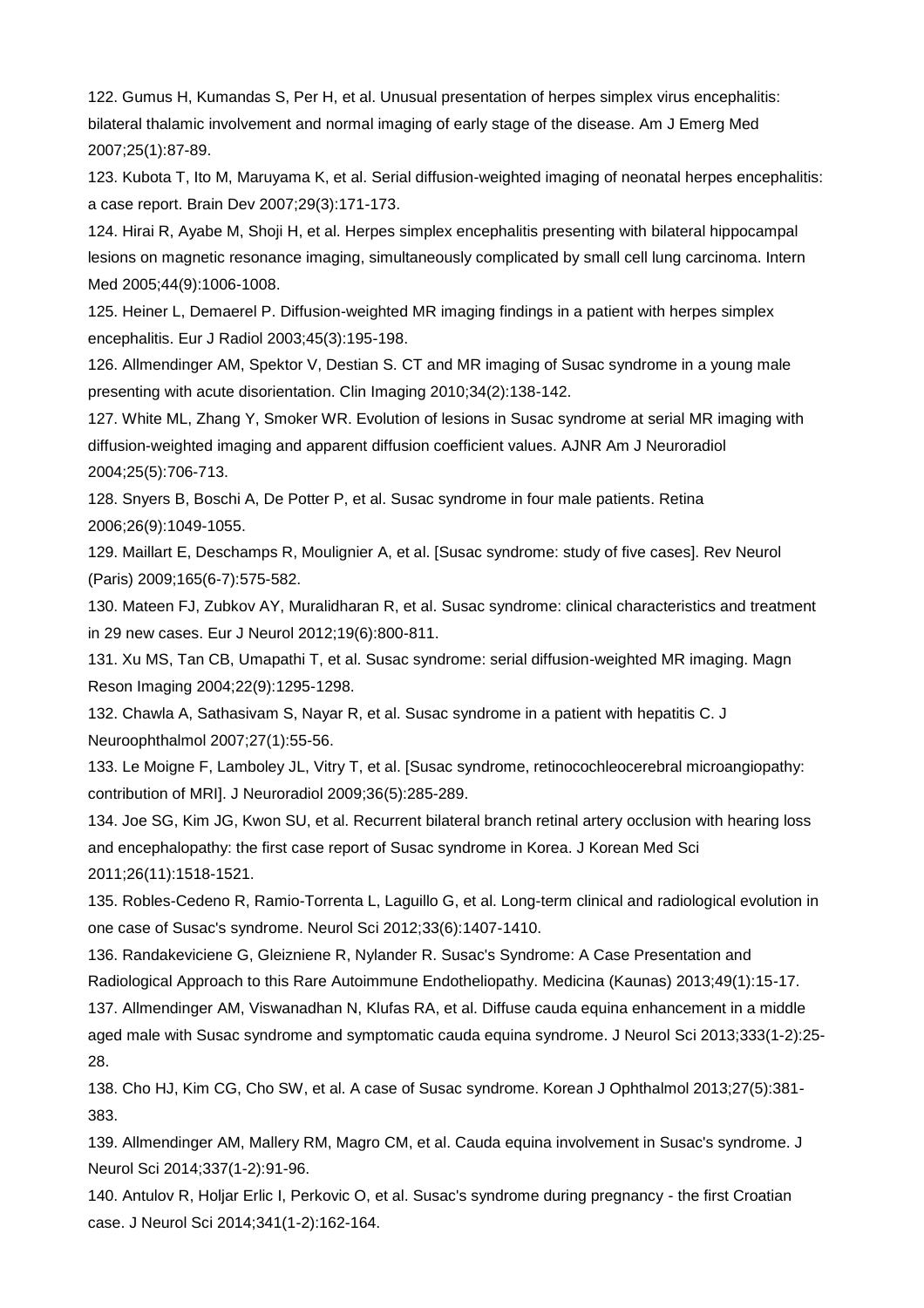122. Gumus H, Kumandas S, Per H, et al. Unusual presentation of herpes simplex virus encephalitis: bilateral thalamic involvement and normal imaging of early stage of the disease. Am J Emerg Med 2007;25(1):87-89.

123. Kubota T, Ito M, Maruyama K, et al. Serial diffusion-weighted imaging of neonatal herpes encephalitis: a case report. Brain Dev 2007;29(3):171-173.

124. Hirai R, Ayabe M, Shoji H, et al. Herpes simplex encephalitis presenting with bilateral hippocampal lesions on magnetic resonance imaging, simultaneously complicated by small cell lung carcinoma. Intern Med 2005;44(9):1006-1008.

125. Heiner L, Demaerel P. Diffusion-weighted MR imaging findings in a patient with herpes simplex encephalitis. Eur J Radiol 2003;45(3):195-198.

126. Allmendinger AM, Spektor V, Destian S. CT and MR imaging of Susac syndrome in a young male presenting with acute disorientation. Clin Imaging 2010;34(2):138-142.

127. White ML, Zhang Y, Smoker WR. Evolution of lesions in Susac syndrome at serial MR imaging with diffusion-weighted imaging and apparent diffusion coefficient values. AJNR Am J Neuroradiol 2004;25(5):706-713.

128. Snyers B, Boschi A, De Potter P, et al. Susac syndrome in four male patients. Retina 2006;26(9):1049-1055.

129. Maillart E, Deschamps R, Moulignier A, et al. [Susac syndrome: study of five cases]. Rev Neurol (Paris) 2009;165(6-7):575-582.

130. Mateen FJ, Zubkov AY, Muralidharan R, et al. Susac syndrome: clinical characteristics and treatment in 29 new cases. Eur J Neurol 2012;19(6):800-811.

131. Xu MS, Tan CB, Umapathi T, et al. Susac syndrome: serial diffusion-weighted MR imaging. Magn Reson Imaging 2004;22(9):1295-1298.

132. Chawla A, Sathasivam S, Nayar R, et al. Susac syndrome in a patient with hepatitis C. J Neuroophthalmol 2007;27(1):55-56.

133. Le Moigne F, Lamboley JL, Vitry T, et al. [Susac syndrome, retinocochleocerebral microangiopathy: contribution of MRI]. J Neuroradiol 2009;36(5):285-289.

134. Joe SG, Kim JG, Kwon SU, et al. Recurrent bilateral branch retinal artery occlusion with hearing loss and encephalopathy: the first case report of Susac syndrome in Korea. J Korean Med Sci 2011;26(11):1518-1521.

135. Robles-Cedeno R, Ramio-Torrenta L, Laguillo G, et al. Long-term clinical and radiological evolution in one case of Susac's syndrome. Neurol Sci 2012;33(6):1407-1410.

136. Randakeviciene G, Gleizniene R, Nylander R. Susac's Syndrome: A Case Presentation and Radiological Approach to this Rare Autoimmune Endotheliopathy. Medicina (Kaunas) 2013;49(1):15-17.

137. Allmendinger AM, Viswanadhan N, Klufas RA, et al. Diffuse cauda equina enhancement in a middle aged male with Susac syndrome and symptomatic cauda equina syndrome. J Neurol Sci 2013;333(1-2):25-28.

138. Cho HJ, Kim CG, Cho SW, et al. A case of Susac syndrome. Korean J Ophthalmol 2013;27(5):381-383.

139. Allmendinger AM, Mallery RM, Magro CM, et al. Cauda equina involvement in Susac's syndrome. J Neurol Sci 2014;337(1-2):91-96.

140. Antulov R, Holjar Erlic I, Perkovic O, et al. Susac's syndrome during pregnancy - the first Croatian case. J Neurol Sci 2014;341(1-2):162-164.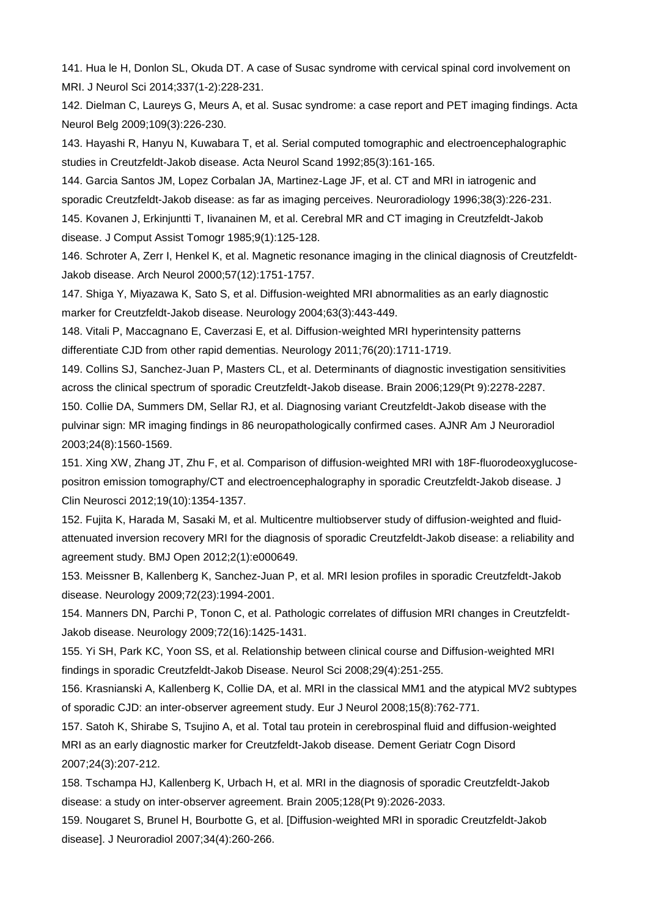141. Hua le H, Donlon SL, Okuda DT. A case of Susac syndrome with cervical spinal cord involvement on MRI. J Neurol Sci 2014;337(1-2):228-231.

142. Dielman C, Laureys G, Meurs A, et al. Susac syndrome: a case report and PET imaging findings. Acta Neurol Belg 2009;109(3):226-230.

143. Hayashi R, Hanyu N, Kuwabara T, et al. Serial computed tomographic and electroencephalographic studies in Creutzfeldt-Jakob disease. Acta Neurol Scand 1992;85(3):161-165.

144. Garcia Santos JM, Lopez Corbalan JA, Martinez-Lage JF, et al. CT and MRI in iatrogenic and sporadic Creutzfeldt-Jakob disease: as far as imaging perceives. Neuroradiology 1996;38(3):226-231.

145. Kovanen J, Erkinjuntti T, Iivanainen M, et al. Cerebral MR and CT imaging in Creutzfeldt-Jakob disease. J Comput Assist Tomogr 1985;9(1):125-128.

146. Schroter A, Zerr I, Henkel K, et al. Magnetic resonance imaging in the clinical diagnosis of Creutzfeldt-Jakob disease. Arch Neurol 2000;57(12):1751-1757.

147. Shiga Y, Miyazawa K, Sato S, et al. Diffusion-weighted MRI abnormalities as an early diagnostic marker for Creutzfeldt-Jakob disease. Neurology 2004;63(3):443-449.

148. Vitali P, Maccagnano E, Caverzasi E, et al. Diffusion-weighted MRI hyperintensity patterns differentiate CJD from other rapid dementias. Neurology 2011;76(20):1711-1719.

149. Collins SJ, Sanchez-Juan P, Masters CL, et al. Determinants of diagnostic investigation sensitivities across the clinical spectrum of sporadic Creutzfeldt-Jakob disease. Brain 2006;129(Pt 9):2278-2287.

150. Collie DA, Summers DM, Sellar RJ, et al. Diagnosing variant Creutzfeldt-Jakob disease with the pulvinar sign: MR imaging findings in 86 neuropathologically confirmed cases. AJNR Am J Neuroradiol 2003;24(8):1560-1569.

151. Xing XW, Zhang JT, Zhu F, et al. Comparison of diffusion-weighted MRI with 18F-fluorodeoxyglucose-positron emission tomography/CT and electroencephalography in sporadic Creutzfeldt-Jakob disease. J Clin Neurosci 2012;19(10):1354-1357.

152. Fujita K, Harada M, Sasaki M, et al. Multicentre multiobserver study of diffusion-weighted and fluid-attenuated inversion recovery MRI for the diagnosis of sporadic Creutzfeldt-Jakob disease: a reliability and agreement study. BMJ Open 2012;2(1):e000649.

153. Meissner B, Kallenberg K, Sanchez-Juan P, et al. MRI lesion profiles in sporadic Creutzfeldt-Jakob disease. Neurology 2009;72(23):1994-2001.

154. Manners DN, Parchi P, Tonon C, et al. Pathologic correlates of diffusion MRI changes in Creutzfeldt-Jakob disease. Neurology 2009;72(16):1425-1431.

155. Yi SH, Park KC, Yoon SS, et al. Relationship between clinical course and Diffusion-weighted MRI findings in sporadic Creutzfeldt-Jakob Disease. Neurol Sci 2008;29(4):251-255.

156. Krasnianski A, Kallenberg K, Collie DA, et al. MRI in the classical MM1 and the atypical MV2 subtypes of sporadic CJD: an inter-observer agreement study. Eur J Neurol 2008;15(8):762-771.

157. Satoh K, Shirabe S, Tsujino A, et al. Total tau protein in cerebrospinal fluid and diffusion-weighted MRI as an early diagnostic marker for Creutzfeldt-Jakob disease. Dement Geriatr Cogn Disord 2007;24(3):207-212.

158. Tschampa HJ, Kallenberg K, Urbach H, et al. MRI in the diagnosis of sporadic Creutzfeldt-Jakob disease: a study on inter-observer agreement. Brain 2005;128(Pt 9):2026-2033.

159. Nougaret S, Brunel H, Bourbotte G, et al. [Diffusion-weighted MRI in sporadic Creutzfeldt-Jakob disease]. J Neuroradiol 2007;34(4):260-266.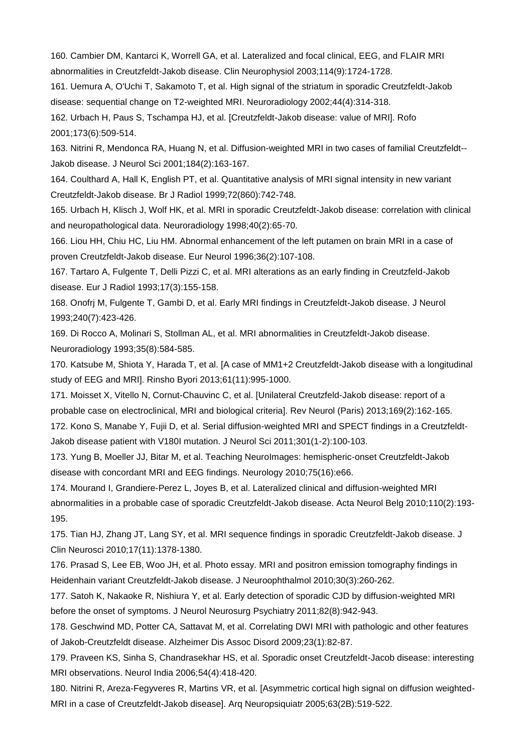160. Cambier DM, Kantarci K, Worrell GA, et al. Lateralized and focal clinical, EEG, and FLAIR MRI abnormalities in Creutzfeldt-Jakob disease. Clin Neurophysiol 2003;114(9):1724-1728.

161. Uemura A, O'Uchi T, Sakamoto T, et al. High signal of the striatum in sporadic Creutzfeldt-Jakob disease: sequential change on T2-weighted MRI. Neuroradiology 2002;44(4):314-318.

162. Urbach H, Paus S, Tschampa HJ, et al. [Creutzfeldt-Jakob disease: value of MRI]. Rofo 2001;173(6):509-514.

163. Nitrini R, Mendonca RA, Huang N, et al. Diffusion-weighted MRI in two cases of familial Creutzfeldt--Jakob disease. J Neurol Sci 2001;184(2):163-167.

164. Coulthard A, Hall K, English PT, et al. Quantitative analysis of MRI signal intensity in new variant Creutzfeldt-Jakob disease. Br J Radiol 1999;72(860):742-748.

165. Urbach H, Klisch J, Wolf HK, et al. MRI in sporadic Creutzfeldt-Jakob disease: correlation with clinical and neuropathological data. Neuroradiology 1998;40(2):65-70.

166. Liou HH, Chiu HC, Liu HM. Abnormal enhancement of the left putamen on brain MRI in a case of proven Creutzfeldt-Jakob disease. Eur Neurol 1996;36(2):107-108.

167. Tartaro A, Fulgente T, Delli Pizzi C, et al. MRI alterations as an early finding in Creutzfeld-Jakob disease. Eur J Radiol 1993;17(3):155-158.

168. Onofrj M, Fulgente T, Gambi D, et al. Early MRI findings in Creutzfeldt-Jakob disease. J Neurol 1993;240(7):423-426.

169. Di Rocco A, Molinari S, Stollman AL, et al. MRI abnormalities in Creutzfeldt-Jakob disease. Neuroradiology 1993;35(8):584-585.

170. Katsube M, Shiota Y, Harada T, et al. [A case of MM1+2 Creutzfeldt-Jakob disease with a longitudinal study of EEG and MRI]. Rinsho Byori 2013;61(11):995-1000.

171. Moisset X, Vitello N, Cornut-Chauvinc C, et al. [Unilateral Creutzfeld-Jakob disease: report of a probable case on electroclinical, MRI and biological criteria]. Rev Neurol (Paris) 2013;169(2):162-165.

172. Kono S, Manabe Y, Fujii D, et al. Serial diffusion-weighted MRI and SPECT findings in a Creutzfeldt-Jakob disease patient with V180I mutation. J Neurol Sci 2011;301(1-2):100-103.

173. Yung B, Moeller JJ, Bitar M, et al. Teaching NeuroImages: hemispheric-onset Creutzfeldt-Jakob disease with concordant MRI and EEG findings. Neurology 2010;75(16):e66.

174. Mourand I, Grandiere-Perez L, Joyes B, et al. Lateralized clinical and diffusion-weighted MRI abnormalities in a probable case of sporadic Creutzfeldt-Jakob disease. Acta Neurol Belg 2010;110(2):193-195.

175. Tian HJ, Zhang JT, Lang SY, et al. MRI sequence findings in sporadic Creutzfeldt-Jakob disease. J Clin Neurosci 2010;17(11):1378-1380.

176. Prasad S, Lee EB, Woo JH, et al. Photo essay. MRI and positron emission tomography findings in Heidenhain variant Creutzfeldt-Jakob disease. J Neuroophthalmol 2010;30(3):260-262.

177. Satoh K, Nakaoke R, Nishiura Y, et al. Early detection of sporadic CJD by diffusion-weighted MRI before the onset of symptoms. J Neurol Neurosurg Psychiatry 2011;82(8):942-943.

178. Geschwind MD, Potter CA, Sattavat M, et al. Correlating DWI MRI with pathologic and other features of Jakob-Creutzfeldt disease. Alzheimer Dis Assoc Disord 2009;23(1):82-87.

179. Praveen KS, Sinha S, Chandrasekhar HS, et al. Sporadic onset Creutzfeldt-Jacob disease: interesting MRI observations. Neurol India 2006;54(4):418-420.

180. Nitrini R, Areza-Fegyveres R, Martins VR, et al. [Asymmetric cortical high signal on diffusion weighted-MRI in a case of Creutzfeldt-Jakob disease]. Arq Neuropsiquiatr 2005;63(2B):519-522.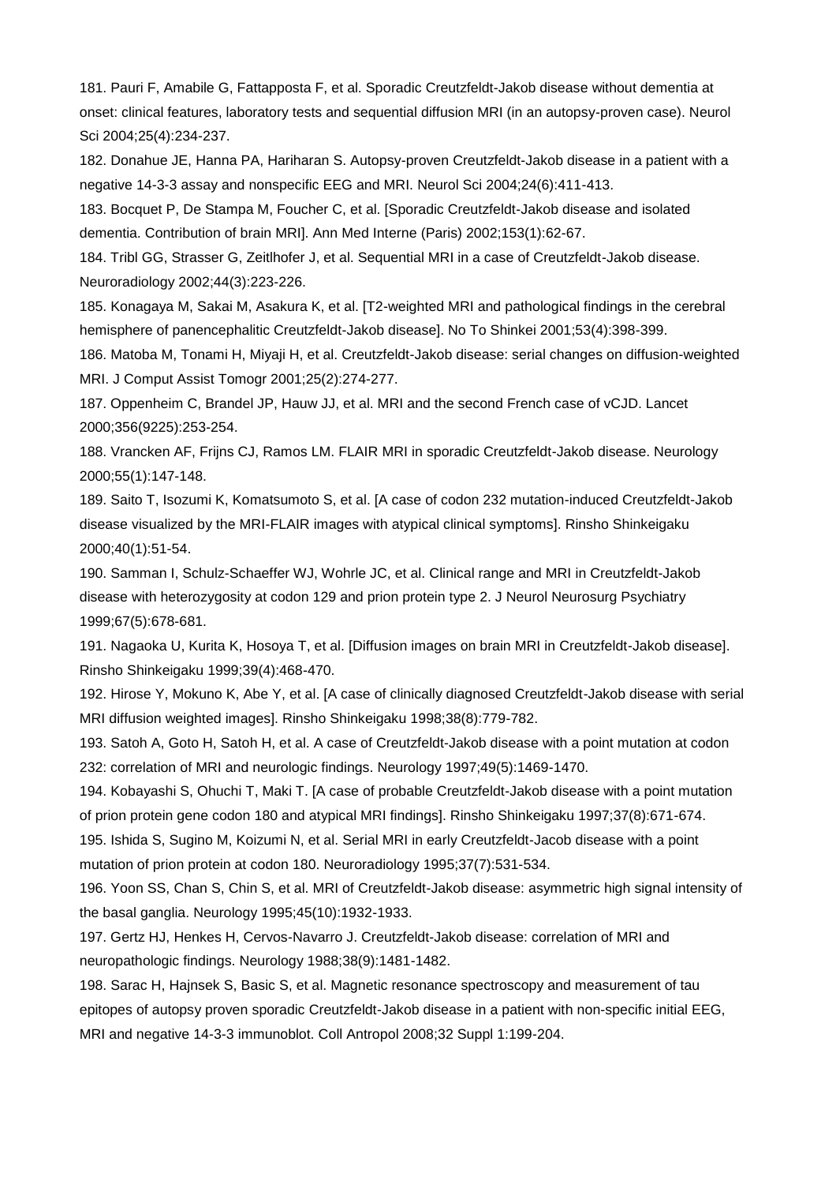181. Pauri F, Amabile G, Fattapposta F, et al. Sporadic Creutzfeldt-Jakob disease without dementia at onset: clinical features, laboratory tests and sequential diffusion MRI (in an autopsy-proven case). Neurol Sci 2004;25(4):234-237.

182. Donahue JE, Hanna PA, Hariharan S. Autopsy-proven Creutzfeldt-Jakob disease in a patient with a negative 14-3-3 assay and nonspecific EEG and MRI. Neurol Sci 2004;24(6):411-413.

183. Bocquet P, De Stampa M, Foucher C, et al. [Sporadic Creutzfeldt-Jakob disease and isolated dementia. Contribution of brain MRI]. Ann Med Interne (Paris) 2002;153(1):62-67.

184. Tribl GG, Strasser G, Zeitlhofer J, et al. Sequential MRI in a case of Creutzfeldt-Jakob disease. Neuroradiology 2002;44(3):223-226.

185. Konagaya M, Sakai M, Asakura K, et al. [T2-weighted MRI and pathological findings in the cerebral hemisphere of panencephalitic Creutzfeldt-Jakob disease]. No To Shinkei 2001;53(4):398-399.

186. Matoba M, Tonami H, Miyaji H, et al. Creutzfeldt-Jakob disease: serial changes on diffusion-weighted MRI. J Comput Assist Tomogr 2001;25(2):274-277.

187. Oppenheim C, Brandel JP, Hauw JJ, et al. MRI and the second French case of vCJD. Lancet 2000;356(9225):253-254.

188. Vrancken AF, Frijns CJ, Ramos LM. FLAIR MRI in sporadic Creutzfeldt-Jakob disease. Neurology 2000;55(1):147-148.

189. Saito T, Isozumi K, Komatsumoto S, et al. [A case of codon 232 mutation-induced Creutzfeldt-Jakob disease visualized by the MRI-FLAIR images with atypical clinical symptoms]. Rinsho Shinkeigaku 2000;40(1):51-54.

190. Samman I, Schulz-Schaeffer WJ, Wohrle JC, et al. Clinical range and MRI in Creutzfeldt-Jakob disease with heterozygosity at codon 129 and prion protein type 2. J Neurol Neurosurg Psychiatry 1999;67(5):678-681.

191. Nagaoka U, Kurita K, Hosoya T, et al. [Diffusion images on brain MRI in Creutzfeldt-Jakob disease]. Rinsho Shinkeigaku 1999;39(4):468-470.

192. Hirose Y, Mokuno K, Abe Y, et al. [A case of clinically diagnosed Creutzfeldt-Jakob disease with serial MRI diffusion weighted images]. Rinsho Shinkeigaku 1998;38(8):779-782.

193. Satoh A, Goto H, Satoh H, et al. A case of Creutzfeldt-Jakob disease with a point mutation at codon 232: correlation of MRI and neurologic findings. Neurology 1997;49(5):1469-1470.

194. Kobayashi S, Ohuchi T, Maki T. [A case of probable Creutzfeldt-Jakob disease with a point mutation of prion protein gene codon 180 and atypical MRI findings]. Rinsho Shinkeigaku 1997;37(8):671-674.

195. Ishida S, Sugino M, Koizumi N, et al. Serial MRI in early Creutzfeldt-Jacob disease with a point mutation of prion protein at codon 180. Neuroradiology 1995;37(7):531-534.

196. Yoon SS, Chan S, Chin S, et al. MRI of Creutzfeldt-Jakob disease: asymmetric high signal intensity of the basal ganglia. Neurology 1995;45(10):1932-1933.

197. Gertz HJ, Henkes H, Cervos-Navarro J. Creutzfeldt-Jakob disease: correlation of MRI and neuropathologic findings. Neurology 1988;38(9):1481-1482.

198. Sarac H, Hajnsek S, Basic S, et al. Magnetic resonance spectroscopy and measurement of tau epitopes of autopsy proven sporadic Creutzfeldt-Jakob disease in a patient with non-specific initial EEG, MRI and negative 14-3-3 immunoblot. Coll Antropol 2008;32 Suppl 1:199-204.